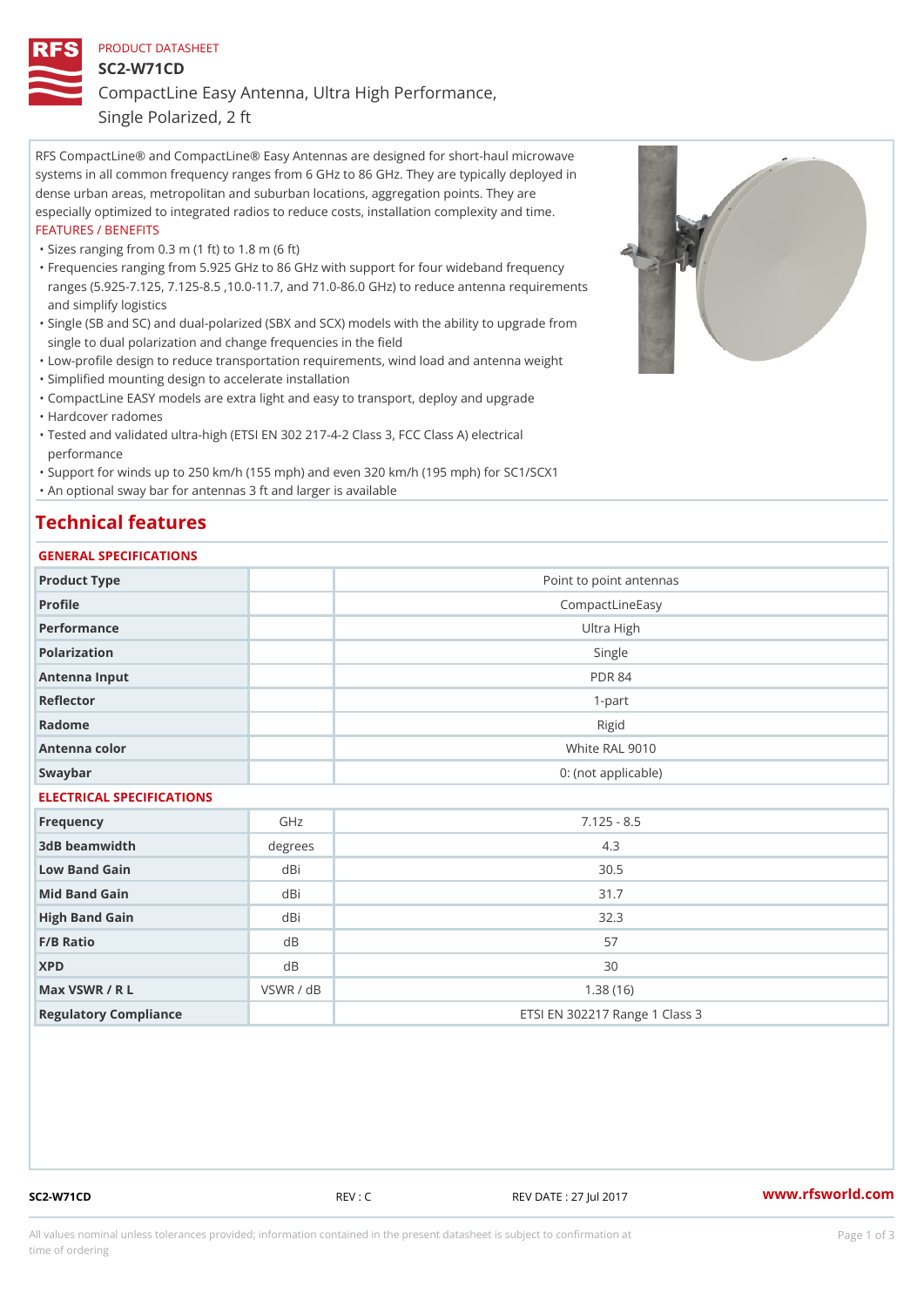PRODUCT DATASHEET

# SC2-W71CD

## CompactLine Easy Antenna, Ultra High Performance, Single Polarized, 2 ft

RFS CompactLine® and CompactLine® Easy Antennas are designed for short-haul microwave systems in all common frequency ranges from 6 GHz to 86 GHz. They are typically deployed in dense urban areas, metropolitan and suburban locations, aggregation points. They are especially optimized to integrated radios to reduce costs, installation complexity and time.

FEATURES / BENEFITS

- Sizes ranging from 0.3 m (1 ft) to 1.8 m (6 ft)
- Frequencies ranging from 5.925 GHz to 86 GHz with support for four wideband frequency ranges (5.925-7.125, 7.125-8.5 ,10.0-11.7, and 71.0-86.0 GHz) to reduce antenna requirements and simplify logistics
- Single (SB and SC) and dual-polarized (SBX and SCX) models with the ability to upgrade from single to dual polarization and change frequencies in the field
- Low-profile design to reduce transportation requirements, wind load and antenna weight
- Simplified mounting design to accelerate installation
- CompactLine EASY models are extra light and easy to transport, deploy and upgrade
- Hardcover radomes
- Tested and validated ultra-high (ETSI EN 302 217-4-2 Class 3, FCC Class A) electrical performance
- Support for winds up to 250 km/h (155 mph) and even 320 km/h (195 mph) for SC1/SCX1
- An optional sway bar for antennas 3 ft and larger is available

# Technical features

### GENERAL SPECIFICATIONS

| | | |
|---|---|---|
| Product Type | | Point to point antennas |
| Profile | | CompactLineEasy |
| Performance | | Ultra High |
| Polarization | | Single |
| Antenna Input | | PDR 84 |
| Reflector | | 1-part |
| Radome | | Rigid |
| Antenna color | | White RAL 9010 |
| Swaybar | | 0: (not applicable) |

### ELECTRICAL SPECIFICATIONS

| | | |
|---|---|---|
| Frequency | GHz | 7.125 - 8.5 |
| 3dB beamwidth | degrees | 4.3 |
| Low Band Gain | dBi | 30.5 |
| Mid Band Gain | dBi | 31.7 |
| High Band Gain | dBi | 32.3 |
| F/B Ratio | dB | 57 |
| XPD | dB | 30 |
| Max VSWR / R L | VSWR / dB | 1.38 (16) |
| Regulatory Compliance | | ETSI EN 302217 Range 1 Class 3 |

SC2-W71CD REV : C REV DATE : 27 Jul 2017 www.rfsworld.com

All values nominal unless tolerances provided; information contained in the present datasheet is subject to confirmation at time of ordering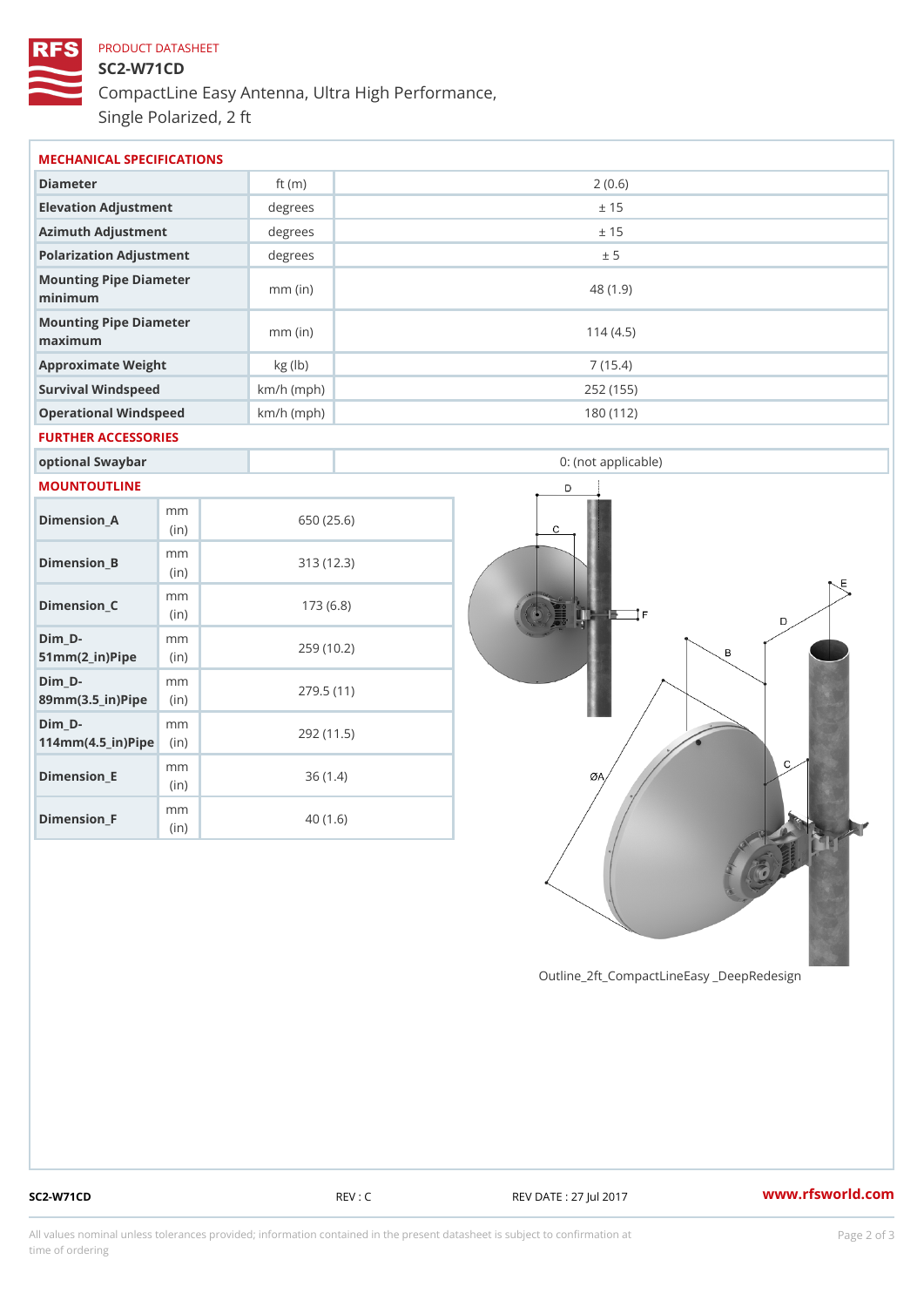PRODUCT DATASHEET

# SC2-W71CD

CompactLine Easy Antenna, Ultra High Performance, Single Polarized, 2 ft

## MECHANICAL SPECIFICATIONS

| | | |
|---|---|---|
| Diameter | ft (m) | 2 (0.6) |
| Elevation Adjustment | degrees | ± 15 |
| Azimuth Adjustment | degrees | ± 15 |
| Polarization Adjustment | degrees | ± 5 |
| Mounting Pipe Diameter minimum | mm (in) | 48 (1.9) |
| Mounting Pipe Diameter maximum | mm (in) | 114 (4.5) |
| Approximate Weight | kg (lb) | 7 (15.4) |
| Survival Windspeed | km/h (mph) | 252 (155) |
| Operational Windspeed | km/h (mph) | 180 (112) |

## FURTHER ACCESSORIES

| | | |
|---|---|---|
| optional Swaybar | | 0: (not applicable) |

## MOUNTOUTLINE

| | | |
|---|---|---|
| Dimension_A | mm (in) | 650 (25.6) |
| Dimension_B | mm (in) | 313 (12.3) |
| Dimension_C | mm (in) | 173 (6.8) |
| Dim_D-51mm(2_in)Pipe | mm (in) | 259 (10.2) |
| Dim_D-89mm(3.5_in)Pipe | mm (in) | 279.5 (11) |
| Dim_D-114mm(4.5_in)Pipe | mm (in) | 292 (11.5) |
| Dimension_E | mm (in) | 36 (1.4) |
| Dimension_F | mm (in) | 40 (1.6) |

Outline_2ft_CompactLineEasy _DeepRedesign

SC2-W71CD REV : C REV DATE : 27 Jul 2017 www.rfsworld.com

All values nominal unless tolerances provided; information contained in the present datasheet is subject to confirmation at time of ordering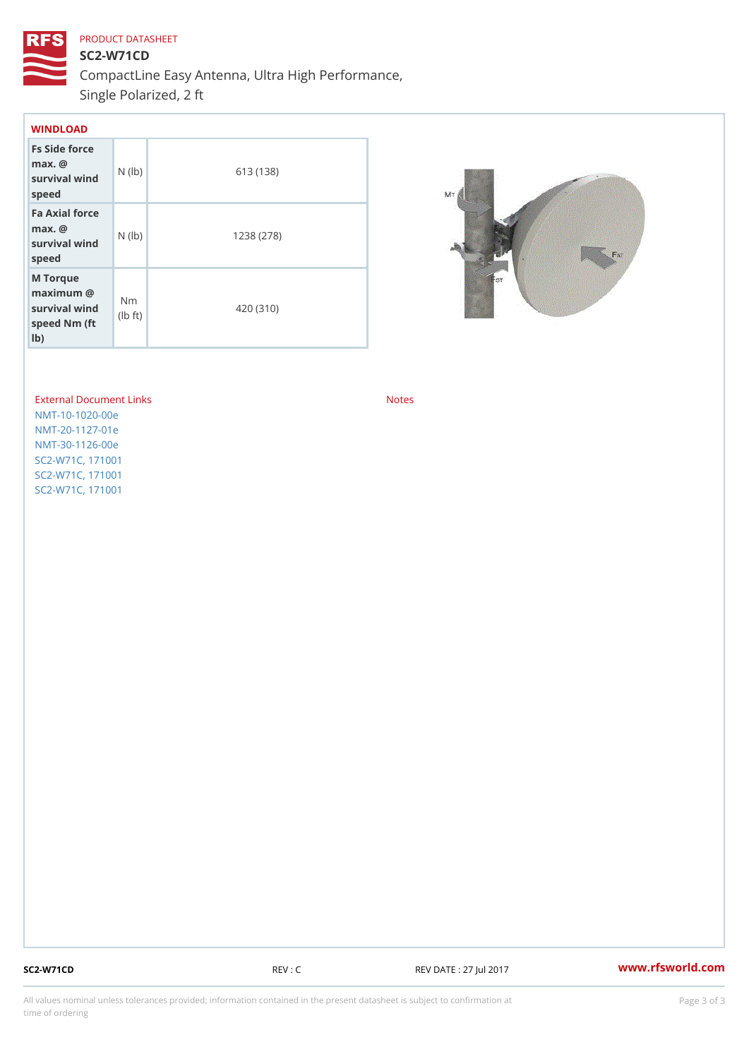PRODUCT DATASHEET

# SC2-W71CD

## CompactLine Easy Antenna, Ultra High Performance, Single Polarized, 2 ft

### WINDLOAD

| | | |
|---|---|---|
| Fs Side force max. @ survival wind speed | N (lb) | 613 (138) |
| Fa Axial force max. @ survival wind speed | N (lb) | 1238 (278) |
| M Torque maximum @ survival wind speed Nm (ft lb) | Nm (lb ft) | 420 (310) |

External Document Links

- NMT-10-1020-00e
- NMT-20-1127-01e
- NMT-30-1126-00e
- SC2-W71C, 171001
- SC2-W71C, 171001
- SC2-W71C, 171001

Notes

SC2-W71CD REV : C REV DATE : 27 Jul 2017 www.rfsworld.com

All values nominal unless tolerances provided; information contained in the present datasheet is subject to confirmation at time of ordering